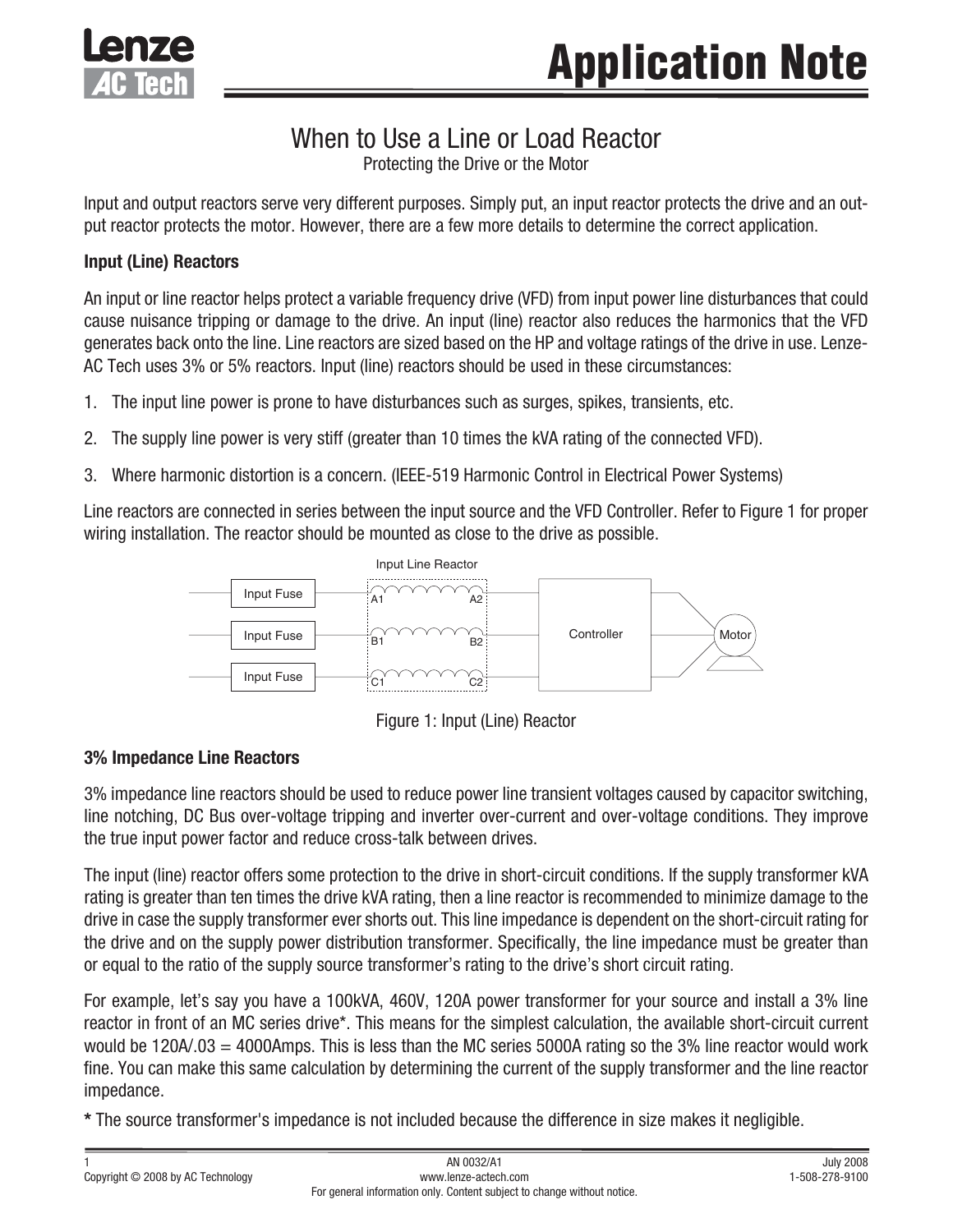# Application Note

## When to Use a Line or Load Reactor

Protecting the Drive or the Motor

Input and output reactors serve very different purposes. Simply put, an input reactor protects the drive and an output reactor protects the motor. However, there are a few more details to determine the correct application.

### Input (Line) Reactors

An input or line reactor helps protect a variable frequency drive (VFD) from input power line disturbances that could cause nuisance tripping or damage to the drive. An input (line) reactor also reduces the harmonics that the VFD generates back onto the line. Line reactors are sized based on the HP and voltage ratings of the drive in use. Lenze-AC Tech uses 3% or 5% reactors. Input (line) reactors should be used in these circumstances:

1. The input line power is prone to have disturbances such as surges, spikes, transients, etc.
2. The supply line power is very stiff (greater than 10 times the kVA rating of the connected VFD).
3. Where harmonic distortion is a concern. (IEEE-519 Harmonic Control in Electrical Power Systems)

Line reactors are connected in series between the input source and the VFD Controller. Refer to Figure 1 for proper wiring installation. The reactor should be mounted as close to the drive as possible.

Input Line Reactor

Input Fuse

Input Fuse

Input Fuse

A1 A2

B1 B2

C1 C2

Controller

Motor

Figure 1: Input (Line) Reactor

### 3% Impedance Line Reactors

3% impedance line reactors should be used to reduce power line transient voltages caused by capacitor switching, line notching, DC Bus over-voltage tripping and inverter over-current and over-voltage conditions. They improve the true input power factor and reduce cross-talk between drives.

The input (line) reactor offers some protection to the drive in short-circuit conditions. If the supply transformer kVA rating is greater than ten times the drive kVA rating, then a line reactor is recommended to minimize damage to the drive in case the supply transformer ever shorts out. This line impedance is dependent on the short-circuit rating for the drive and on the supply power distribution transformer. Specifically, the line impedance must be greater than or equal to the ratio of the supply source transformer's rating to the drive's short circuit rating.

For example, let's say you have a 100kVA, 460V, 120A power transformer for your source and install a 3% line reactor in front of an MC series drive*. This means for the simplest calculation, the available short-circuit current would be 120A/.03 = 4000Amps. This is less than the MC series 5000A rating so the 3% line reactor would work fine. You can make this same calculation by determining the current of the supply transformer and the line reactor impedance.

**\*** The source transformer's impedance is not included because the difference in size makes it negligible.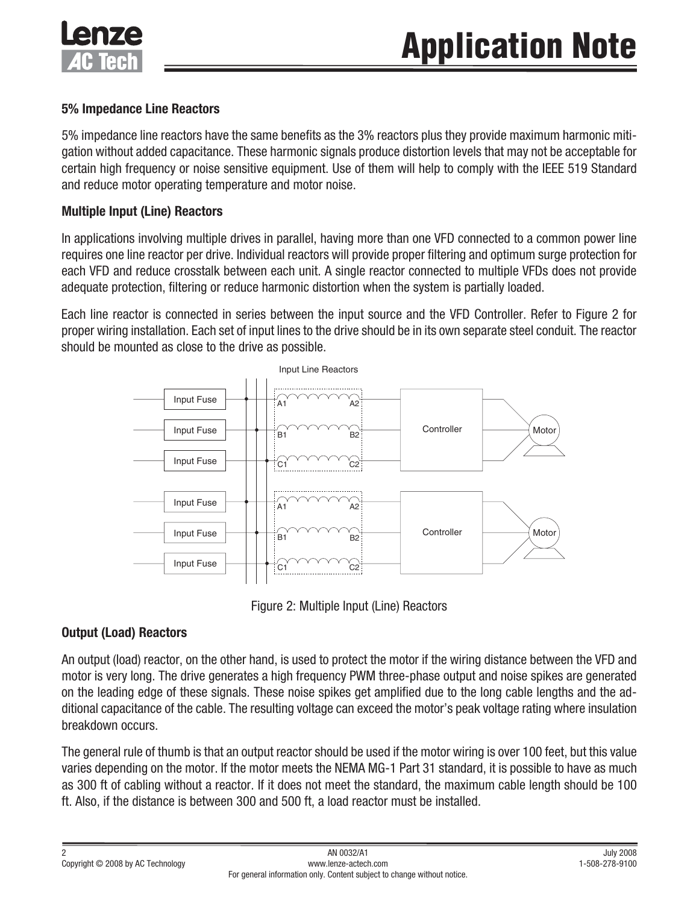### 5% Impedance Line Reactors

5% impedance line reactors have the same benefits as the 3% reactors plus they provide maximum harmonic mitigation without added capacitance. These harmonic signals produce distortion levels that may not be acceptable for certain high frequency or noise sensitive equipment. Use of them will help to comply with the IEEE 519 Standard and reduce motor operating temperature and motor noise.

### Multiple Input (Line) Reactors

In applications involving multiple drives in parallel, having more than one VFD connected to a common power line requires one line reactor per drive. Individual reactors will provide proper filtering and optimum surge protection for each VFD and reduce crosstalk between each unit. A single reactor connected to multiple VFDs does not provide adequate protection, filtering or reduce harmonic distortion when the system is partially loaded.

Each line reactor is connected in series between the input source and the VFD Controller. Refer to Figure 2 for proper wiring installation. Each set of input lines to the drive should be in its own separate steel conduit. The reactor should be mounted as close to the drive as possible.

Input Line Reactors

Input Fuse
Input Fuse
Input Fuse
A1 A2
B1 B2
C1 C2
Controller
Motor

Input Fuse
Input Fuse
Input Fuse
A1 A2
B1 B2
C1 C2
Controller
Motor

Figure 2: Multiple Input (Line) Reactors

### Output (Load) Reactors

An output (load) reactor, on the other hand, is used to protect the motor if the wiring distance between the VFD and motor is very long. The drive generates a high frequency PWM three-phase output and noise spikes are generated on the leading edge of these signals. These noise spikes get amplified due to the long cable lengths and the additional capacitance of the cable. The resulting voltage can exceed the motor's peak voltage rating where insulation breakdown occurs.

The general rule of thumb is that an output reactor should be used if the motor wiring is over 100 feet, but this value varies depending on the motor. If the motor meets the NEMA MG-1 Part 31 standard, it is possible to have as much as 300 ft of cabling without a reactor. If it does not meet the standard, the maximum cable length should be 100 ft. Also, if the distance is between 300 and 500 ft, a load reactor must be installed.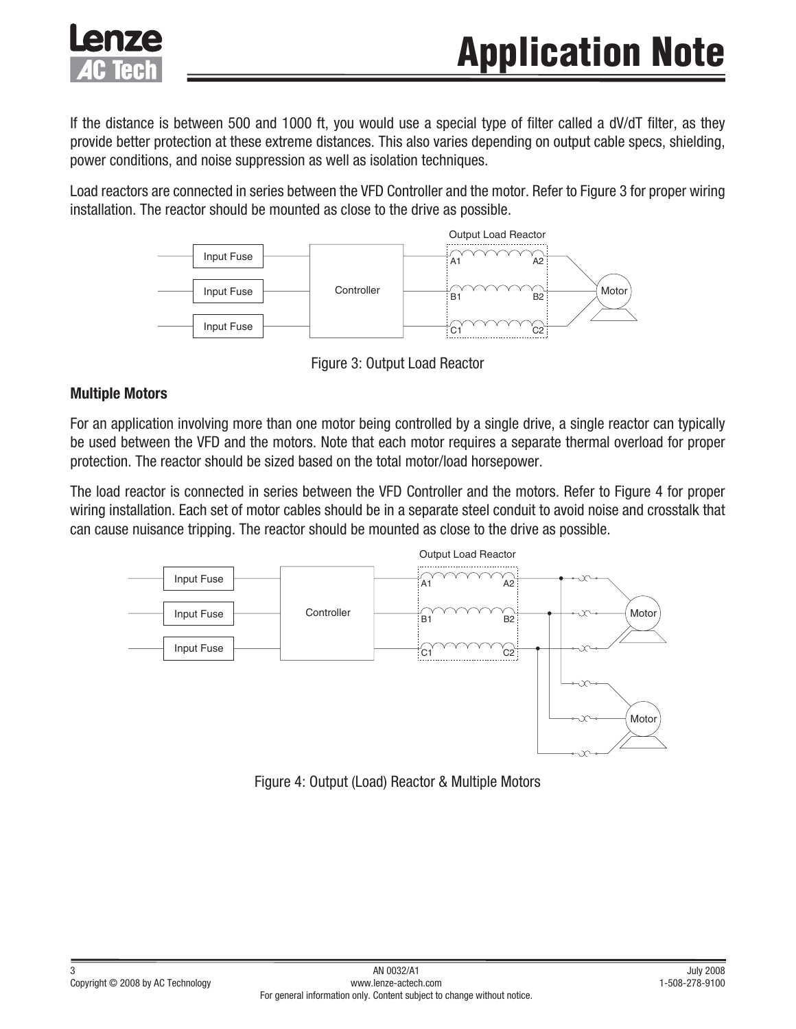If the distance is between 500 and 1000 ft, you would use a special type of filter called a dV/dT filter, as they provide better protection at these extreme distances. This also varies depending on output cable specs, shielding, power conditions, and noise suppression as well as isolation techniques.

Load reactors are connected in series between the VFD Controller and the motor. Refer to Figure 3 for proper wiring installation. The reactor should be mounted as close to the drive as possible.

Output Load Reactor
Input Fuse
Input Fuse
Input Fuse
Controller
A1 A2
B1 B2
C1 C2
Motor

Figure 3: Output Load Reactor

### Multiple Motors

For an application involving more than one motor being controlled by a single drive, a single reactor can typically be used between the VFD and the motors. Note that each motor requires a separate thermal overload for proper protection. The reactor should be sized based on the total motor/load horsepower.

The load reactor is connected in series between the VFD Controller and the motors. Refer to Figure 4 for proper wiring installation. Each set of motor cables should be in a separate steel conduit to avoid noise and crosstalk that can cause nuisance tripping. The reactor should be mounted as close to the drive as possible.

Output Load Reactor
Input Fuse
Input Fuse
Input Fuse
Controller
A1 A2
B1 B2
C1 C2
Motor
Motor

Figure 4: Output (Load) Reactor & Multiple Motors